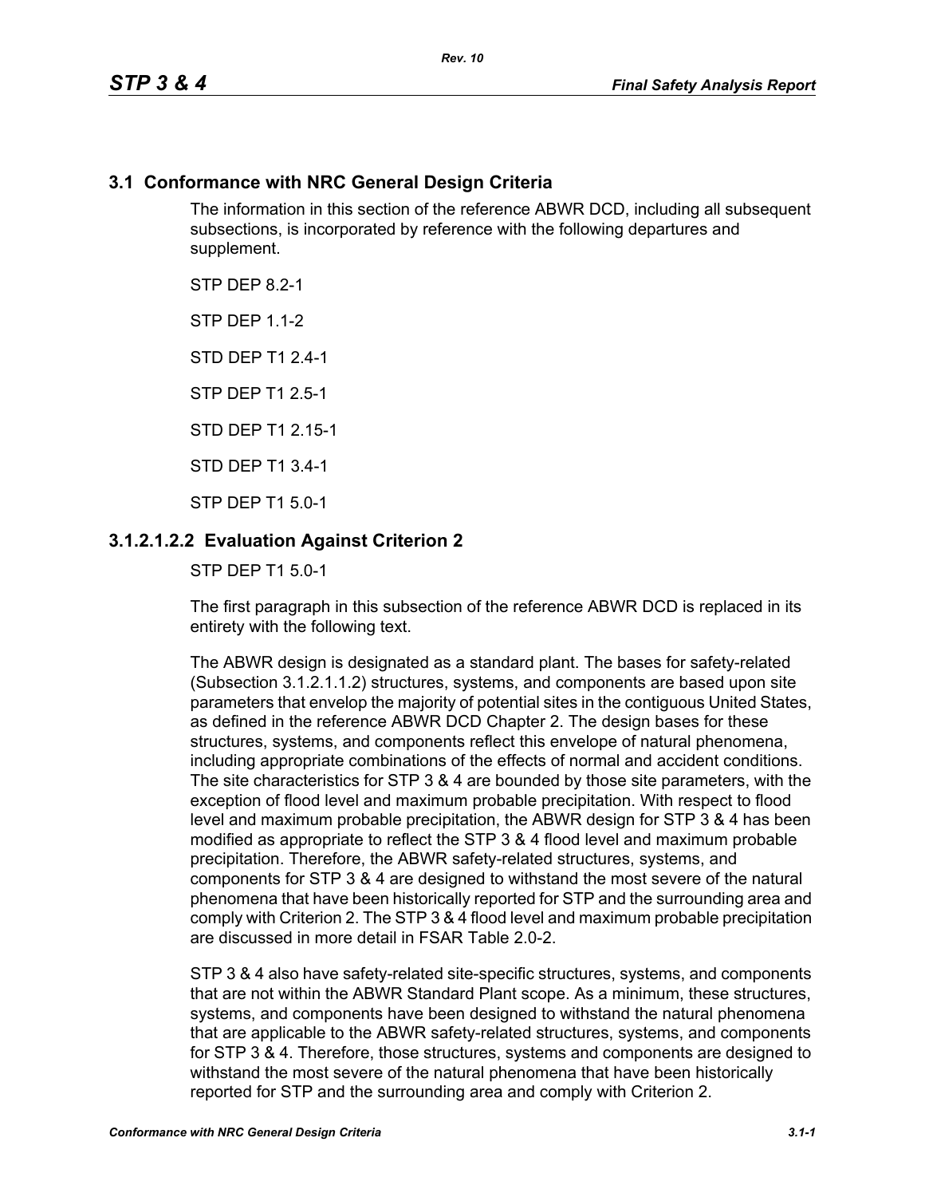## 3.1 Conformance with NRC General Design Criteria

The information in this section of the reference ABWR DCD, including all subsequent subsections, is incorporated by reference with the following departures and supplement.

STP DEP 8.2-1

STP DEP 1.1-2

STD DEP T1 2.4-1

STP DEP T1 2.5-1

STD DEP T1 2.15-1

STD DEP T1 3.4-1

STP DEP T1 5.0-1

### 3.1.2.1.2.2 Evaluation Against Criterion 2

STP DEP T1 5.0-1

The first paragraph in this subsection of the reference ABWR DCD is replaced in its entirety with the following text.

The ABWR design is designated as a standard plant. The bases for safety-related (Subsection 3.1.2.1.1.2) structures, systems, and components are based upon site parameters that envelop the majority of potential sites in the contiguous United States, as defined in the reference ABWR DCD Chapter 2. The design bases for these structures, systems, and components reflect this envelope of natural phenomena, including appropriate combinations of the effects of normal and accident conditions. The site characteristics for STP 3 & 4 are bounded by those site parameters, with the exception of flood level and maximum probable precipitation. With respect to flood level and maximum probable precipitation, the ABWR design for STP 3 & 4 has been modified as appropriate to reflect the STP 3 & 4 flood level and maximum probable precipitation. Therefore, the ABWR safety-related structures, systems, and components for STP 3 & 4 are designed to withstand the most severe of the natural phenomena that have been historically reported for STP and the surrounding area and comply with Criterion 2. The STP 3 & 4 flood level and maximum probable precipitation are discussed in more detail in FSAR Table 2.0-2.

STP 3 & 4 also have safety-related site-specific structures, systems, and components that are not within the ABWR Standard Plant scope. As a minimum, these structures, systems, and components have been designed to withstand the natural phenomena that are applicable to the ABWR safety-related structures, systems, and components for STP 3 & 4. Therefore, those structures, systems and components are designed to withstand the most severe of the natural phenomena that have been historically reported for STP and the surrounding area and comply with Criterion 2.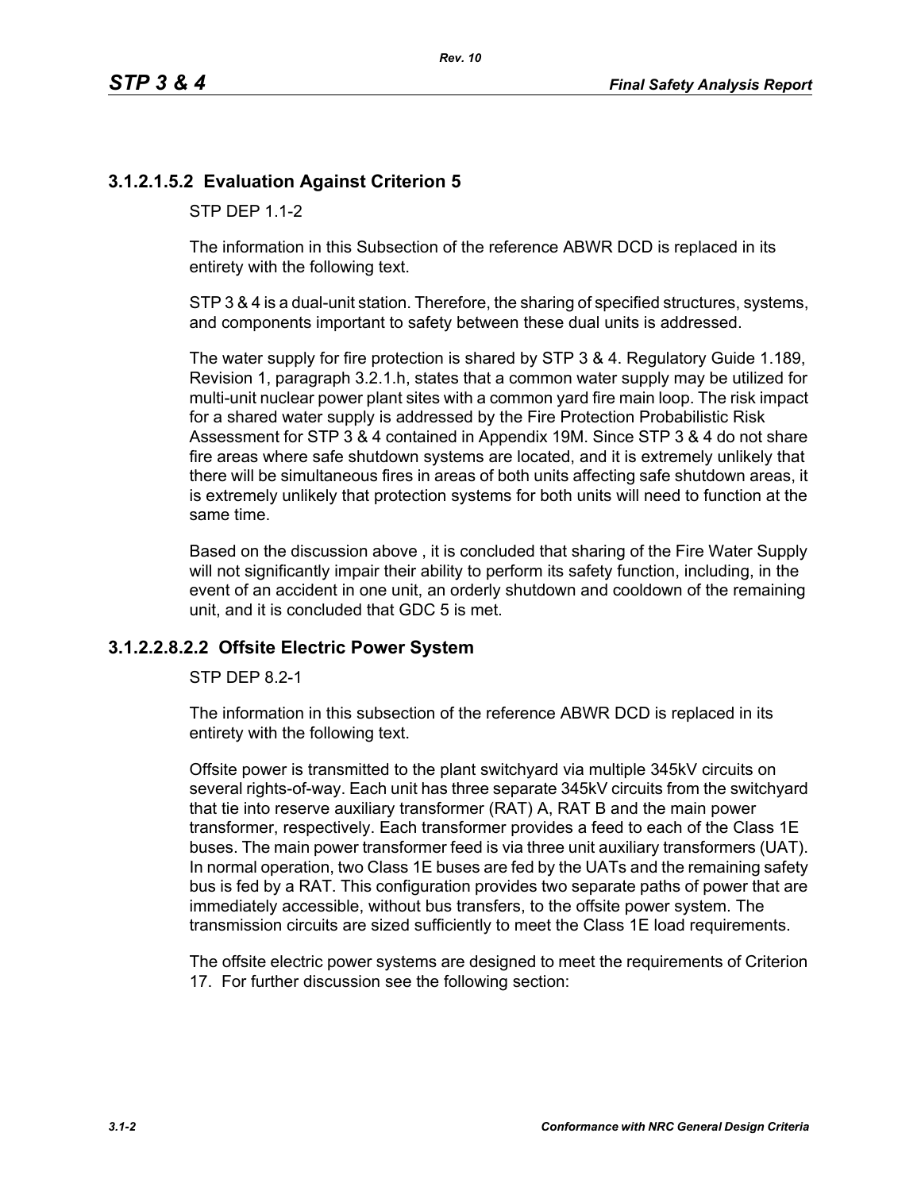### 3.1.2.1.5.2 Evaluation Against Criterion 5

STP DEP 1.1-2

The information in this Subsection of the reference ABWR DCD is replaced in its entirety with the following text.

STP 3 & 4 is a dual-unit station. Therefore, the sharing of specified structures, systems, and components important to safety between these dual units is addressed.

The water supply for fire protection is shared by STP 3 & 4. Regulatory Guide 1.189, Revision 1, paragraph 3.2.1.h, states that a common water supply may be utilized for multi-unit nuclear power plant sites with a common yard fire main loop. The risk impact for a shared water supply is addressed by the Fire Protection Probabilistic Risk Assessment for STP 3 & 4 contained in Appendix 19M. Since STP 3 & 4 do not share fire areas where safe shutdown systems are located, and it is extremely unlikely that there will be simultaneous fires in areas of both units affecting safe shutdown areas, it is extremely unlikely that protection systems for both units will need to function at the same time.

Based on the discussion above , it is concluded that sharing of the Fire Water Supply will not significantly impair their ability to perform its safety function, including, in the event of an accident in one unit, an orderly shutdown and cooldown of the remaining unit, and it is concluded that GDC 5 is met.

### 3.1.2.2.8.2.2 Offsite Electric Power System

STP DEP 8.2-1

The information in this subsection of the reference ABWR DCD is replaced in its entirety with the following text.

Offsite power is transmitted to the plant switchyard via multiple 345kV circuits on several rights-of-way. Each unit has three separate 345kV circuits from the switchyard that tie into reserve auxiliary transformer (RAT) A, RAT B and the main power transformer, respectively. Each transformer provides a feed to each of the Class 1E buses. The main power transformer feed is via three unit auxiliary transformers (UAT). In normal operation, two Class 1E buses are fed by the UATs and the remaining safety bus is fed by a RAT. This configuration provides two separate paths of power that are immediately accessible, without bus transfers, to the offsite power system. The transmission circuits are sized sufficiently to meet the Class 1E load requirements.

The offsite electric power systems are designed to meet the requirements of Criterion 17. For further discussion see the following section: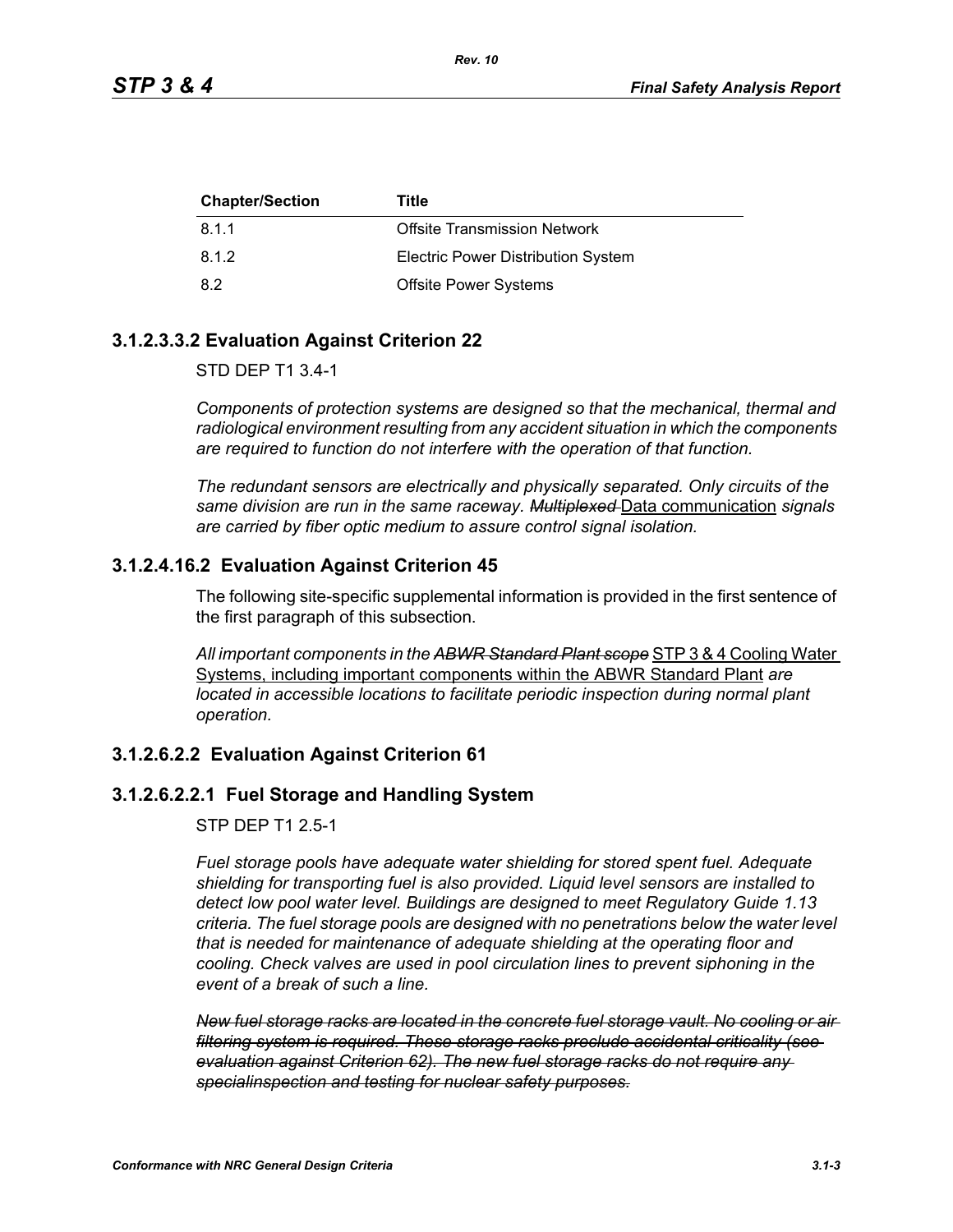| Chapter/Section | Title |
|---|---|
| 8.1.1 | Offsite Transmission Network |
| 8.1.2 | Electric Power Distribution System |
| 8.2 | Offsite Power Systems |

## 3.1.2.3.3.2 Evaluation Against Criterion 22

STD DEP T1 3.4-1

*Components of protection systems are designed so that the mechanical, thermal and radiological environment resulting from any accident situation in which the components are required to function do not interfere with the operation of that function.*

*The redundant sensors are electrically and physically separated. Only circuits of the same division are run in the same raceway.* ~~*Multiplexed*~~ <u>Data communication</u> *signals are carried by fiber optic medium to assure control signal isolation.*

## 3.1.2.4.16.2 Evaluation Against Criterion 45

The following site-specific supplemental information is provided in the first sentence of the first paragraph of this subsection.

*All important components in the* ~~*ABWR Standard Plant scope*~~ <u>STP 3 & 4 Cooling Water Systems, including important components within the ABWR Standard Plant</u> *are located in accessible locations to facilitate periodic inspection during normal plant operation.*

## 3.1.2.6.2.2 Evaluation Against Criterion 61

## 3.1.2.6.2.2.1 Fuel Storage and Handling System

STP DEP T1 2.5-1

*Fuel storage pools have adequate water shielding for stored spent fuel. Adequate shielding for transporting fuel is also provided. Liquid level sensors are installed to detect low pool water level. Buildings are designed to meet Regulatory Guide 1.13 criteria. The fuel storage pools are designed with no penetrations below the water level that is needed for maintenance of adequate shielding at the operating floor and cooling. Check valves are used in pool circulation lines to prevent siphoning in the event of a break of such a line.*

~~*New fuel storage racks are located in the concrete fuel storage vault. No cooling or air filtering system is required. These storage racks preclude accidental criticality (see evaluation against Criterion 62). The new fuel storage racks do not require any specialinspection and testing for nuclear safety purposes.*~~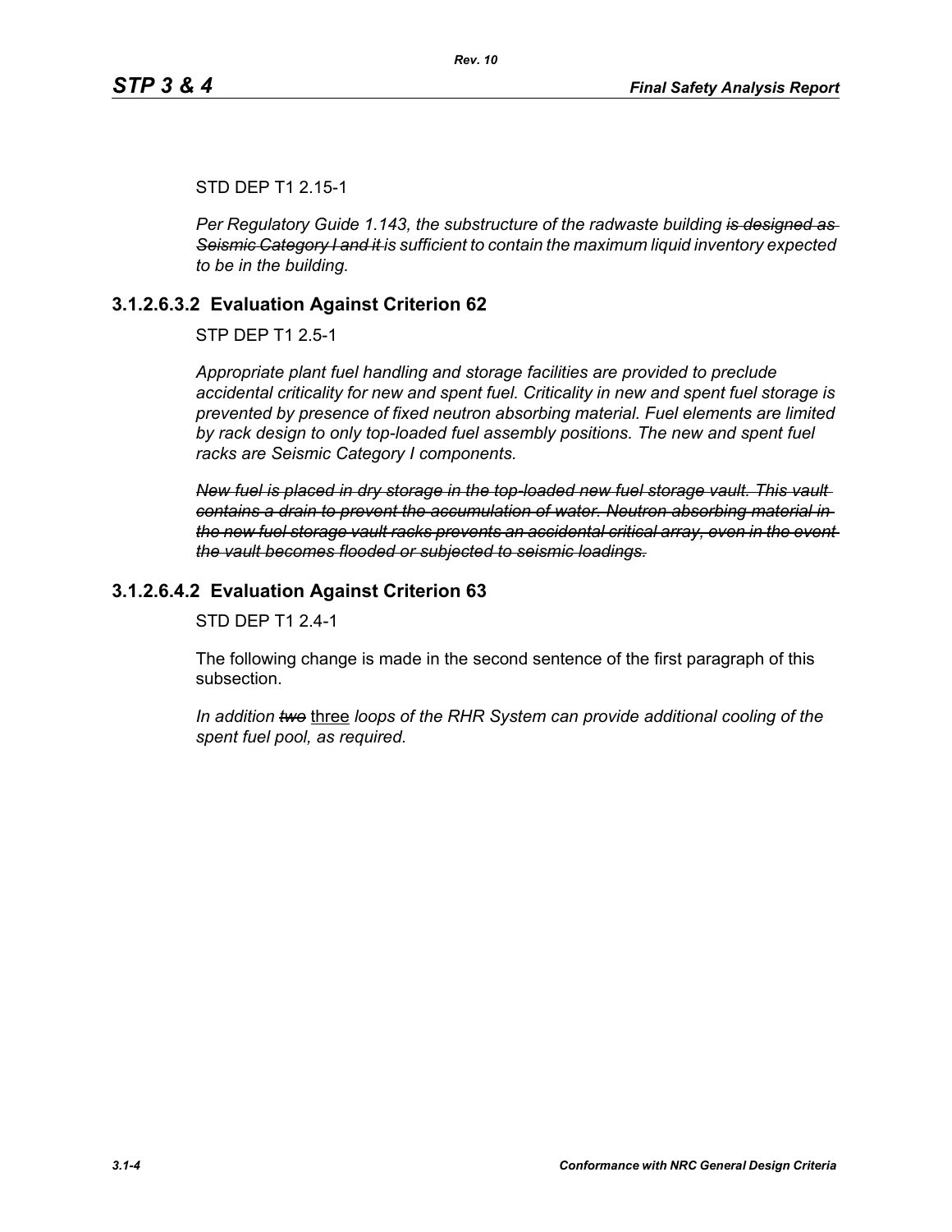STD DEP T1 2.15-1

*Per Regulatory Guide 1.143, the substructure of the radwaste building ~~is designed as Seismic Category I and it~~ is sufficient to contain the maximum liquid inventory expected to be in the building.*

### 3.1.2.6.3.2 Evaluation Against Criterion 62

STP DEP T1 2.5-1

*Appropriate plant fuel handling and storage facilities are provided to preclude accidental criticality for new and spent fuel. Criticality in new and spent fuel storage is prevented by presence of fixed neutron absorbing material. Fuel elements are limited by rack design to only top-loaded fuel assembly positions. The new and spent fuel racks are Seismic Category I components.*

*~~New fuel is placed in dry storage in the top-loaded new fuel storage vault. This vault contains a drain to prevent the accumulation of water. Neutron absorbing material in the new fuel storage vault racks prevents an accidental critical array, even in the event the vault becomes flooded or subjected to seismic loadings.~~*

### 3.1.2.6.4.2 Evaluation Against Criterion 63

STD DEP T1 2.4-1

The following change is made in the second sentence of the first paragraph of this subsection.

*In addition ~~two~~* <u>three</u> *loops of the RHR System can provide additional cooling of the spent fuel pool, as required.*